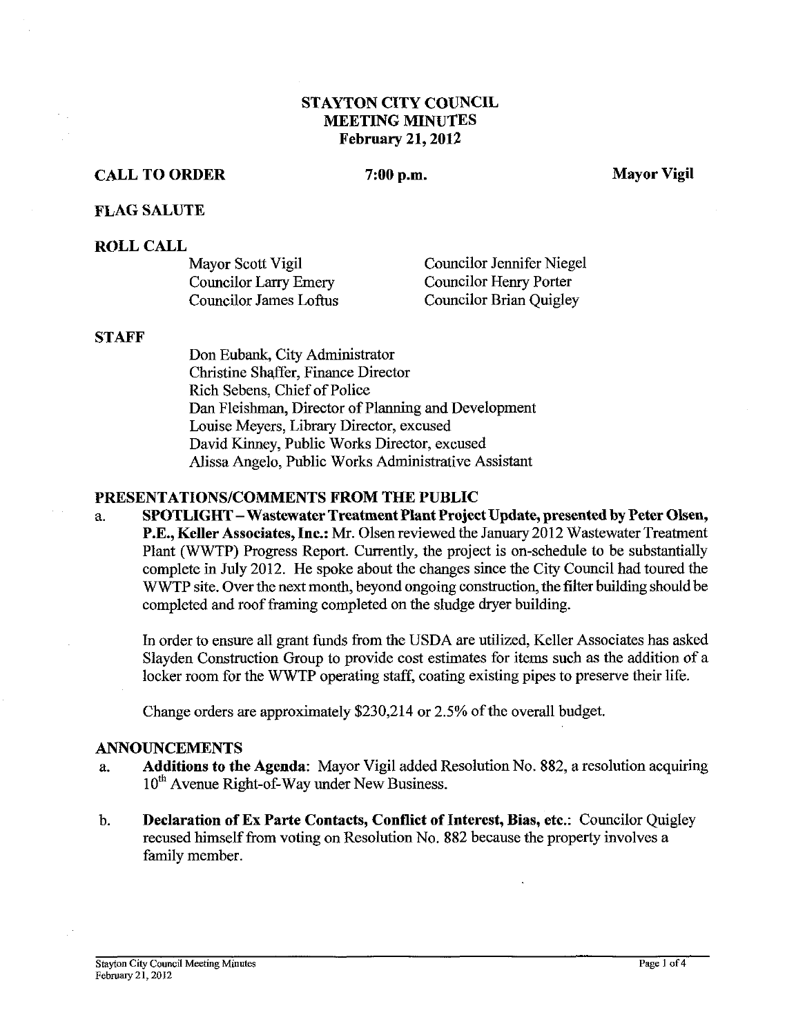# STAYTON CITY COUNCIL
# MEETING MINUTES
# February 21, 2012

**CALL TO ORDER** **7:00 p.m.** **Mayor Vigil**

**FLAG SALUTE**

**ROLL CALL**

| | |
|---|---|
| Mayor Scott Vigil | Councilor Jennifer Niegel |
| Councilor Larry Emery | Councilor Henry Porter |
| Councilor James Loftus | Councilor Brian Quigley |

**STAFF**

Don Eubank, City Administrator
Christine Shaffer, Finance Director
Rich Sebens, Chief of Police
Dan Fleishman, Director of Planning and Development
Louise Meyers, Library Director, excused
David Kinney, Public Works Director, excused
Alissa Angelo, Public Works Administrative Assistant

**PRESENTATIONS/COMMENTS FROM THE PUBLIC**

a. **SPOTLIGHT – Wastewater Treatment Plant Project Update, presented by Peter Olsen, P.E., Keller Associates, Inc.:** Mr. Olsen reviewed the January 2012 Wastewater Treatment Plant (WWTP) Progress Report. Currently, the project is on-schedule to be substantially complete in July 2012. He spoke about the changes since the City Council had toured the WWTP site. Over the next month, beyond ongoing construction, the filter building should be completed and roof framing completed on the sludge dryer building.

   In order to ensure all grant funds from the USDA are utilized, Keller Associates has asked Slayden Construction Group to provide cost estimates for items such as the addition of a locker room for the WWTP operating staff, coating existing pipes to preserve their life.

   Change orders are approximately $230,214 or 2.5% of the overall budget.

**ANNOUNCEMENTS**

a. **Additions to the Agenda:** Mayor Vigil added Resolution No. 882, a resolution acquiring 10th Avenue Right-of-Way under New Business.

b. **Declaration of Ex Parte Contacts, Conflict of Interest, Bias, etc.:** Councilor Quigley recused himself from voting on Resolution No. 882 because the property involves a family member.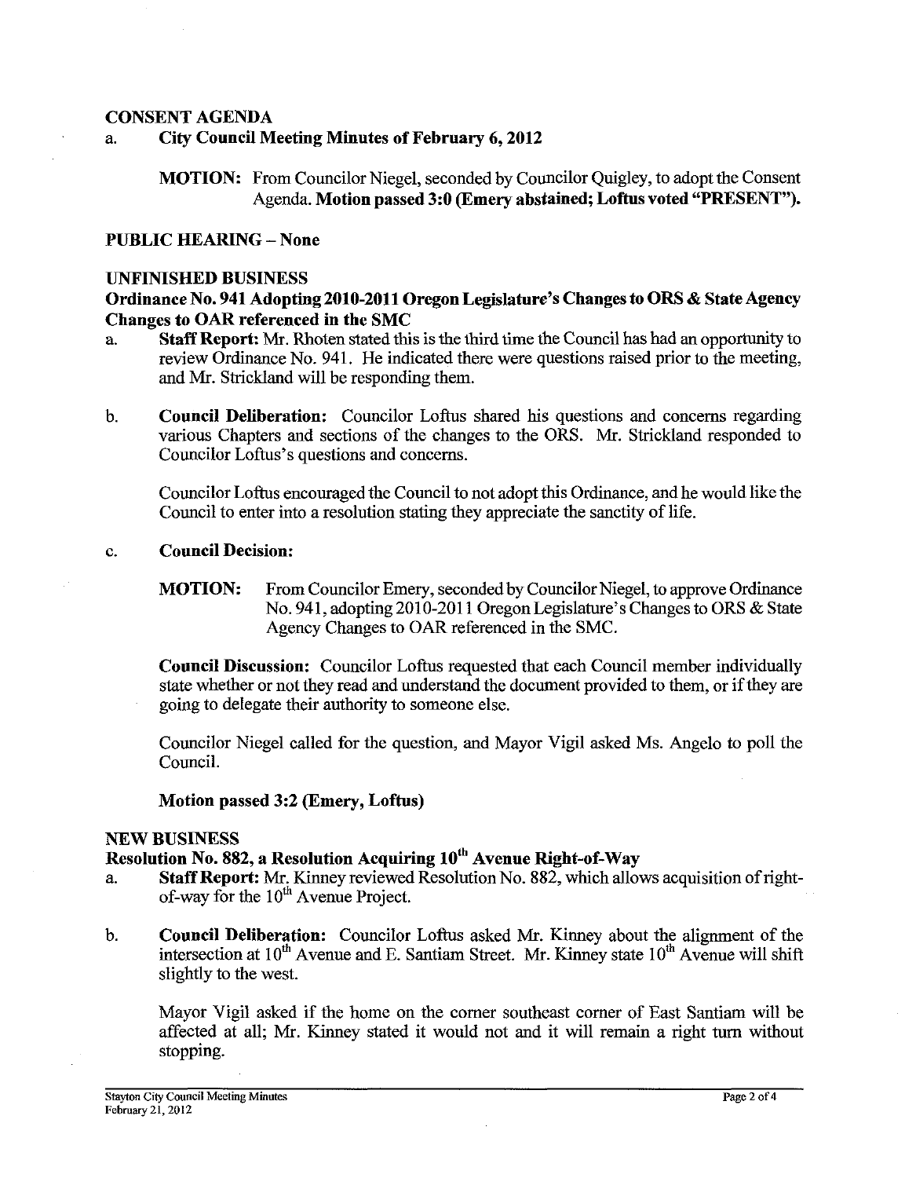## CONSENT AGENDA

a. **City Council Meeting Minutes of February 6, 2012**

> **MOTION:** From Councilor Niegel, seconded by Councilor Quigley, to adopt the Consent Agenda. **Motion passed 3:0 (Emery abstained; Loftus voted "PRESENT").**

## PUBLIC HEARING – None

## UNFINISHED BUSINESS

### Ordinance No. 941 Adopting 2010-2011 Oregon Legislature's Changes to ORS & State Agency Changes to OAR referenced in the SMC

a. **Staff Report:** Mr. Rhoten stated this is the third time the Council has had an opportunity to review Ordinance No. 941. He indicated there were questions raised prior to the meeting, and Mr. Strickland will be responding them.

b. **Council Deliberation:** Councilor Loftus shared his questions and concerns regarding various Chapters and sections of the changes to the ORS. Mr. Strickland responded to Councilor Loftus's questions and concerns.

   Councilor Loftus encouraged the Council to not adopt this Ordinance, and he would like the Council to enter into a resolution stating they appreciate the sanctity of life.

c. **Council Decision:**

   **MOTION:** From Councilor Emery, seconded by Councilor Niegel, to approve Ordinance No. 941, adopting 2010-2011 Oregon Legislature's Changes to ORS & State Agency Changes to OAR referenced in the SMC.

   **Council Discussion:** Councilor Loftus requested that each Council member individually state whether or not they read and understand the document provided to them, or if they are going to delegate their authority to someone else.

   Councilor Niegel called for the question, and Mayor Vigil asked Ms. Angelo to poll the Council.

   **Motion passed 3:2 (Emery, Loftus)**

## NEW BUSINESS

### Resolution No. 882, a Resolution Acquiring 10th Avenue Right-of-Way

a. **Staff Report:** Mr. Kinney reviewed Resolution No. 882, which allows acquisition of right-of-way for the 10th Avenue Project.

b. **Council Deliberation:** Councilor Loftus asked Mr. Kinney about the alignment of the intersection at 10th Avenue and E. Santiam Street. Mr. Kinney state 10th Avenue will shift slightly to the west.

   Mayor Vigil asked if the home on the corner southeast corner of East Santiam will be affected at all; Mr. Kinney stated it would not and it will remain a right turn without stopping.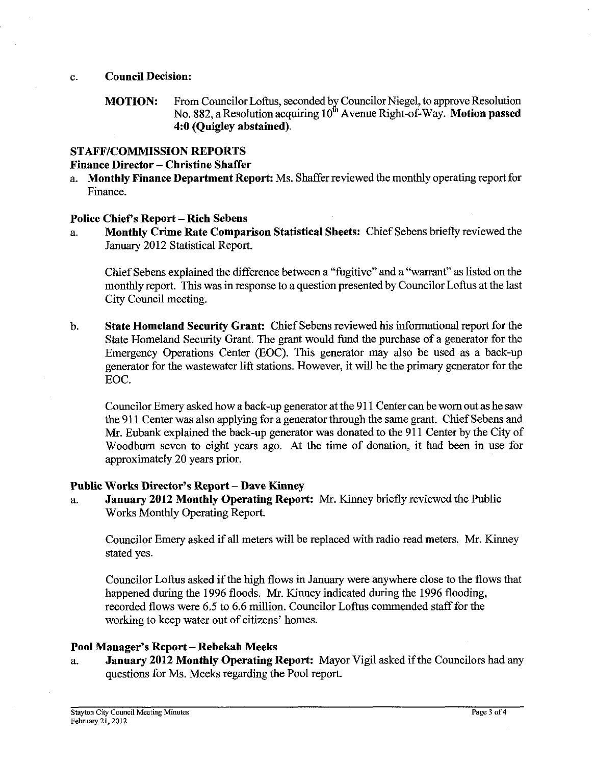c. **Council Decision:**

**MOTION:** From Councilor Loftus, seconded by Councilor Niegel, to approve Resolution No. 882, a Resolution acquiring 10th Avenue Right-of-Way. **Motion passed 4:0 (Quigley abstained).**

## STAFF/COMMISSION REPORTS

### Finance Director – Christine Shaffer

a. **Monthly Finance Department Report:** Ms. Shaffer reviewed the monthly operating report for Finance.

### Police Chief's Report – Rich Sebens

a. **Monthly Crime Rate Comparison Statistical Sheets:** Chief Sebens briefly reviewed the January 2012 Statistical Report.

Chief Sebens explained the difference between a "fugitive" and a "warrant" as listed on the monthly report. This was in response to a question presented by Councilor Loftus at the last City Council meeting.

b. **State Homeland Security Grant:** Chief Sebens reviewed his informational report for the State Homeland Security Grant. The grant would fund the purchase of a generator for the Emergency Operations Center (EOC). This generator may also be used as a back-up generator for the wastewater lift stations. However, it will be the primary generator for the EOC.

Councilor Emery asked how a back-up generator at the 911 Center can be worn out as he saw the 911 Center was also applying for a generator through the same grant. Chief Sebens and Mr. Eubank explained the back-up generator was donated to the 911 Center by the City of Woodburn seven to eight years ago. At the time of donation, it had been in use for approximately 20 years prior.

### Public Works Director's Report – Dave Kinney

a. **January 2012 Monthly Operating Report:** Mr. Kinney briefly reviewed the Public Works Monthly Operating Report.

Councilor Emery asked if all meters will be replaced with radio read meters. Mr. Kinney stated yes.

Councilor Loftus asked if the high flows in January were anywhere close to the flows that happened during the 1996 floods. Mr. Kinney indicated during the 1996 flooding, recorded flows were 6.5 to 6.6 million. Councilor Loftus commended staff for the working to keep water out of citizens' homes.

### Pool Manager's Report – Rebekah Meeks

a. **January 2012 Monthly Operating Report:** Mayor Vigil asked if the Councilors had any questions for Ms. Meeks regarding the Pool report.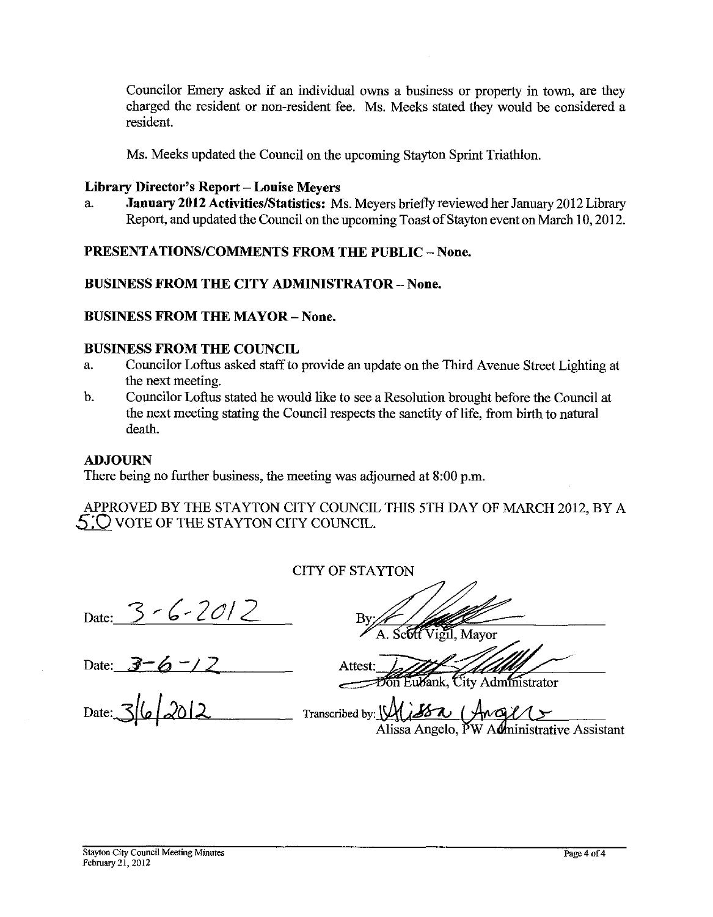Councilor Emery asked if an individual owns a business or property in town, are they charged the resident or non-resident fee. Ms. Meeks stated they would be considered a resident.

Ms. Meeks updated the Council on the upcoming Stayton Sprint Triathlon.

**Library Director's Report – Louise Meyers**

a. **January 2012 Activities/Statistics:** Ms. Meyers briefly reviewed her January 2012 Library Report, and updated the Council on the upcoming Toast of Stayton event on March 10, 2012.

**PRESENTATIONS/COMMENTS FROM THE PUBLIC – None.**

**BUSINESS FROM THE CITY ADMINISTRATOR – None.**

**BUSINESS FROM THE MAYOR – None.**

**BUSINESS FROM THE COUNCIL**

a. Councilor Loftus asked staff to provide an update on the Third Avenue Street Lighting at the next meeting.

b. Councilor Loftus stated he would like to see a Resolution brought before the Council at the next meeting stating the Council respects the sanctity of life, from birth to natural death.

**ADJOURN**

There being no further business, the meeting was adjourned at 8:00 p.m.

APPROVED BY THE STAYTON CITY COUNCIL THIS 5TH DAY OF MARCH 2012, BY A 5:0 VOTE OF THE STAYTON CITY COUNCIL.

CITY OF STAYTON

Date: 3-6-2012 By: A. Scott Vigil, Mayor

Date: 3-6-12 Attest: Don Eubank, City Administrator

Date: 3/6/2012 Transcribed by: Alissa Angelo, PW Administrative Assistant